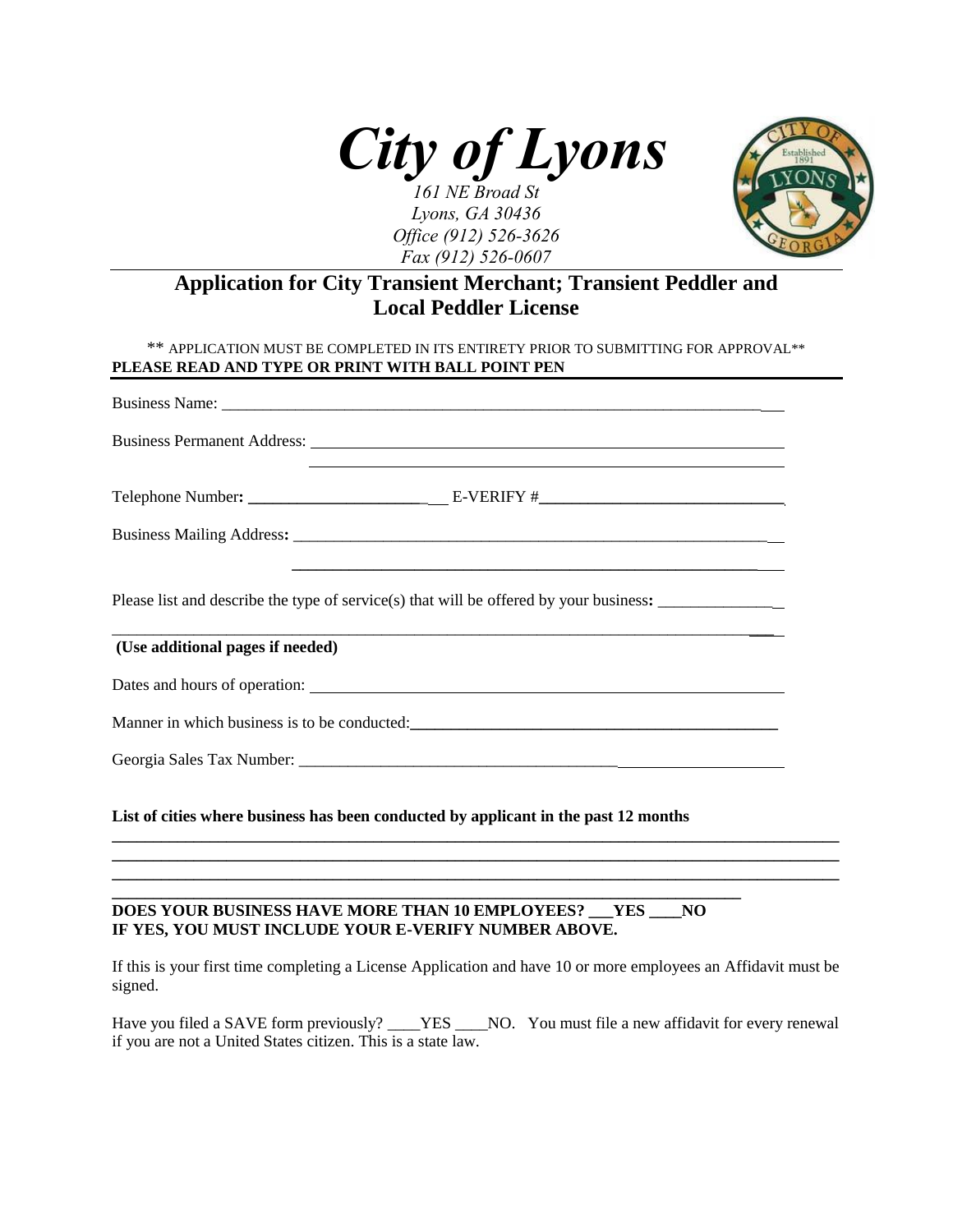# City of Lyons

*161 NE Broad St*
*Lyons, GA 30436*
*Office (912) 526-3626*
*Fax (912) 526-0607*

## Application for City Transient Merchant; Transient Peddler and Local Peddler License

** APPLICATION MUST BE COMPLETED IN ITS ENTIRETY PRIOR TO SUBMITTING FOR APPROVAL**

**PLEASE READ AND TYPE OR PRINT WITH BALL POINT PEN**

Business Name: ___________________________________________________________

Business Permanent Address: ___________________________________________________________

___________________________________________________________

Telephone Number: ______________________ E-VERIFY #______________________________

Business Mailing Address: ___________________________________________________________

___________________________________________________________

Please list and describe the type of service(s) that will be offered by your business: _______________

___________________________________________________________

**(Use additional pages if needed)**

Dates and hours of operation: ___________________________________________________________

Manner in which business is to be conducted: ______________________________________________

Georgia Sales Tax Number: ___________________________________________________________

**List of cities where business has been conducted by applicant in the past 12 months**

___________________________________________________________

___________________________________________________________

___________________________________________________________

___________________________________________________________

**DOES YOUR BUSINESS HAVE MORE THAN 10 EMPLOYEES? ___YES ____NO**
**IF YES, YOU MUST INCLUDE YOUR E-VERIFY NUMBER ABOVE.**

If this is your first time completing a License Application and have 10 or more employees an Affidavit must be signed.

Have you filed a SAVE form previously? ____YES ____NO. You must file a new affidavit for every renewal if you are not a United States citizen. This is a state law.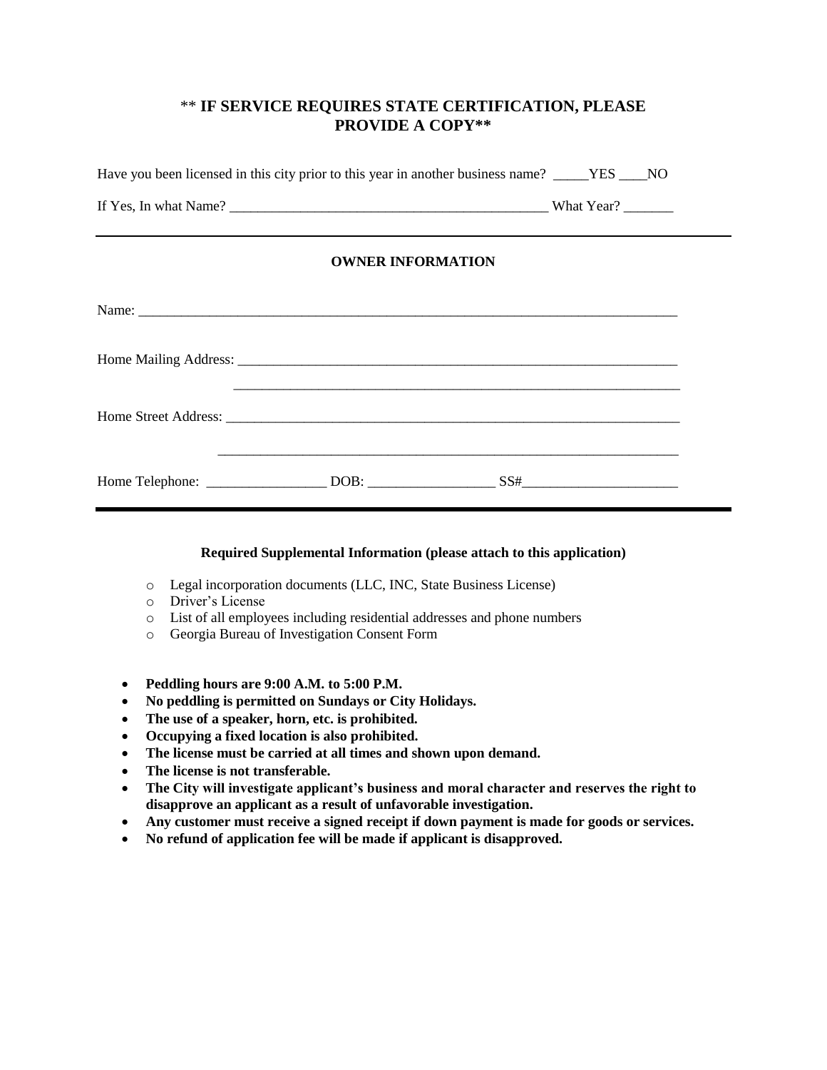**\*\* IF SERVICE REQUIRES STATE CERTIFICATION, PLEASE PROVIDE A COPY\*\***

Have you been licensed in this city prior to this year in another business name? _____YES ____NO

If Yes, In what Name? _______________________________________________ What Year? _______

---

**OWNER INFORMATION**

Name: ________________________________________________________________________________

Home Mailing Address: _________________________________________________________________

_________________________________________________________________

Home Street Address: __________________________________________________________________

_________________________________________________________________

Home Telephone: _________________ DOB: __________________ SS#______________________

---

**Required Supplemental Information (please attach to this application)**

- Legal incorporation documents (LLC, INC, State Business License)
- Driver's License
- List of all employees including residential addresses and phone numbers
- Georgia Bureau of Investigation Consent Form

- **Peddling hours are 9:00 A.M. to 5:00 P.M.**
- **No peddling is permitted on Sundays or City Holidays.**
- **The use of a speaker, horn, etc. is prohibited.**
- **Occupying a fixed location is also prohibited.**
- **The license must be carried at all times and shown upon demand.**
- **The license is not transferable.**
- **The City will investigate applicant's business and moral character and reserves the right to disapprove an applicant as a result of unfavorable investigation.**
- **Any customer must receive a signed receipt if down payment is made for goods or services.**
- **No refund of application fee will be made if applicant is disapproved.**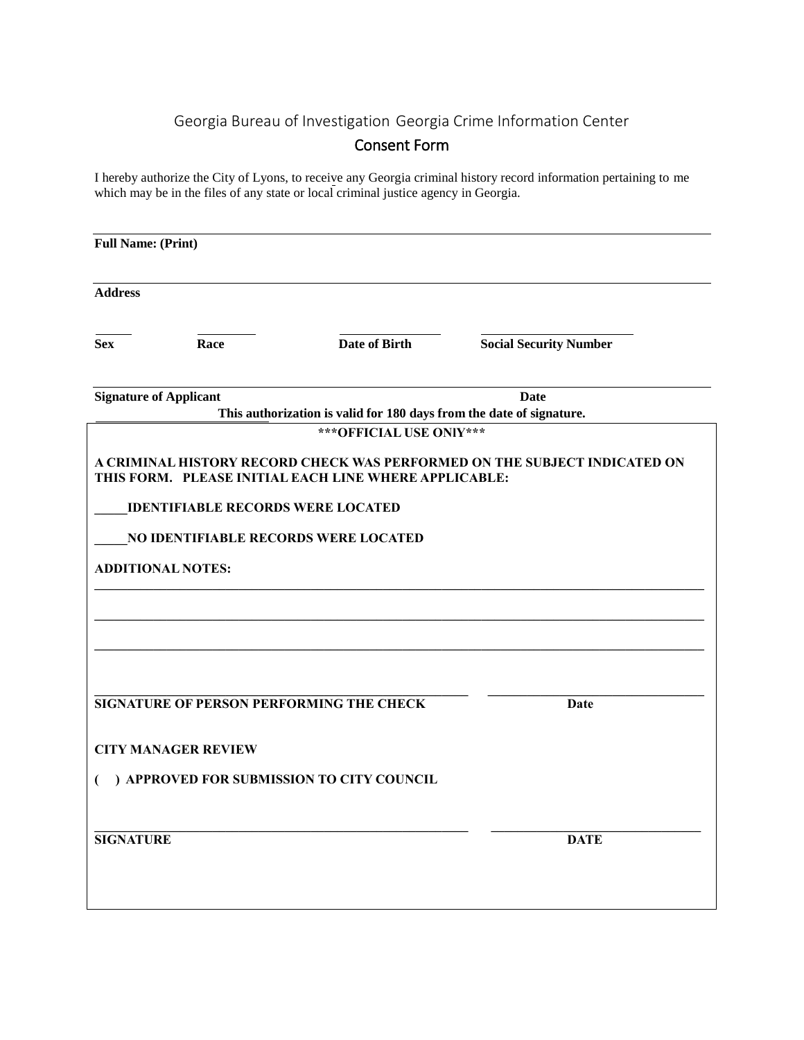Georgia Bureau of Investigation Georgia Crime Information Center

## Consent Form

I hereby authorize the City of Lyons, to receive any Georgia criminal history record information pertaining to me which may be in the files of any state or local criminal justice agency in Georgia.

______________________________________________________________________________

**Full Name: (Print)**

______________________________________________________________________________

**Address**

______ ________ ______________ ____________________

**Sex** **Race** **Date of Birth** **Social Security Number**

______________________________________________________________________________

**Signature of Applicant** **Date**

**This authorization is valid for 180 days from the date of signature.**

**\*\*\*OFFICIAL USE ONlY\*\*\***

**A CRIMINAL HISTORY RECORD CHECK WAS PERFORMED ON THE SUBJECT INDICATED ON THIS FORM. PLEASE INITIAL EACH LINE WHERE APPLICABLE:**

**_____IDENTIFIABLE RECORDS WERE LOCATED**

**_____NO IDENTIFIABLE RECORDS WERE LOCATED**

**ADDITIONAL NOTES:**

______________________________________________________________________________

______________________________________________________________________________

______________________________________________________________________________

______________________________________________ ____________________________

**SIGNATURE OF PERSON PERFORMING THE CHECK** **Date**

**CITY MANAGER REVIEW**

**( ) APPROVED FOR SUBMISSION TO CITY COUNCIL**

______________________________________________ ____________________________

**SIGNATURE** **DATE**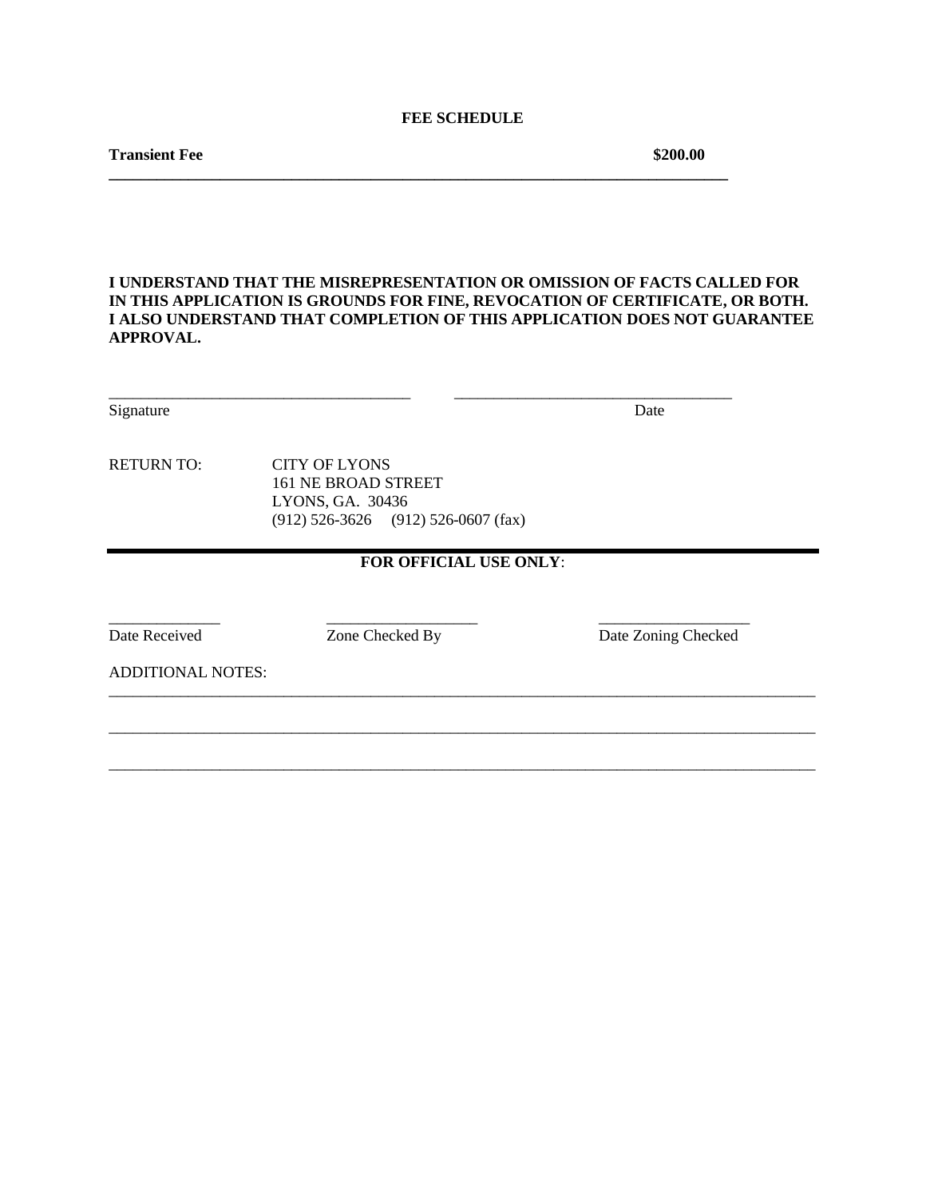## FEE SCHEDULE

| | |
|---|---|
| **Transient Fee** | **$200.00** |

**I UNDERSTAND THAT THE MISREPRESENTATION OR OMISSION OF FACTS CALLED FOR IN THIS APPLICATION IS GROUNDS FOR FINE, REVOCATION OF CERTIFICATE, OR BOTH. I ALSO UNDERSTAND THAT COMPLETION OF THIS APPLICATION DOES NOT GUARANTEE APPROVAL.**

_______________________________________ ____________________________________

Signature Date

RETURN TO: CITY OF LYONS
161 NE BROAD STREET
LYONS, GA. 30436
(912) 526-3626 (912) 526-0607 (fax)

---

**FOR OFFICIAL USE ONLY**:

______________ ___________________ ___________________

Date Received Zone Checked By Date Zoning Checked

ADDITIONAL NOTES:

___________________________________________________________________________________________

___________________________________________________________________________________________

___________________________________________________________________________________________